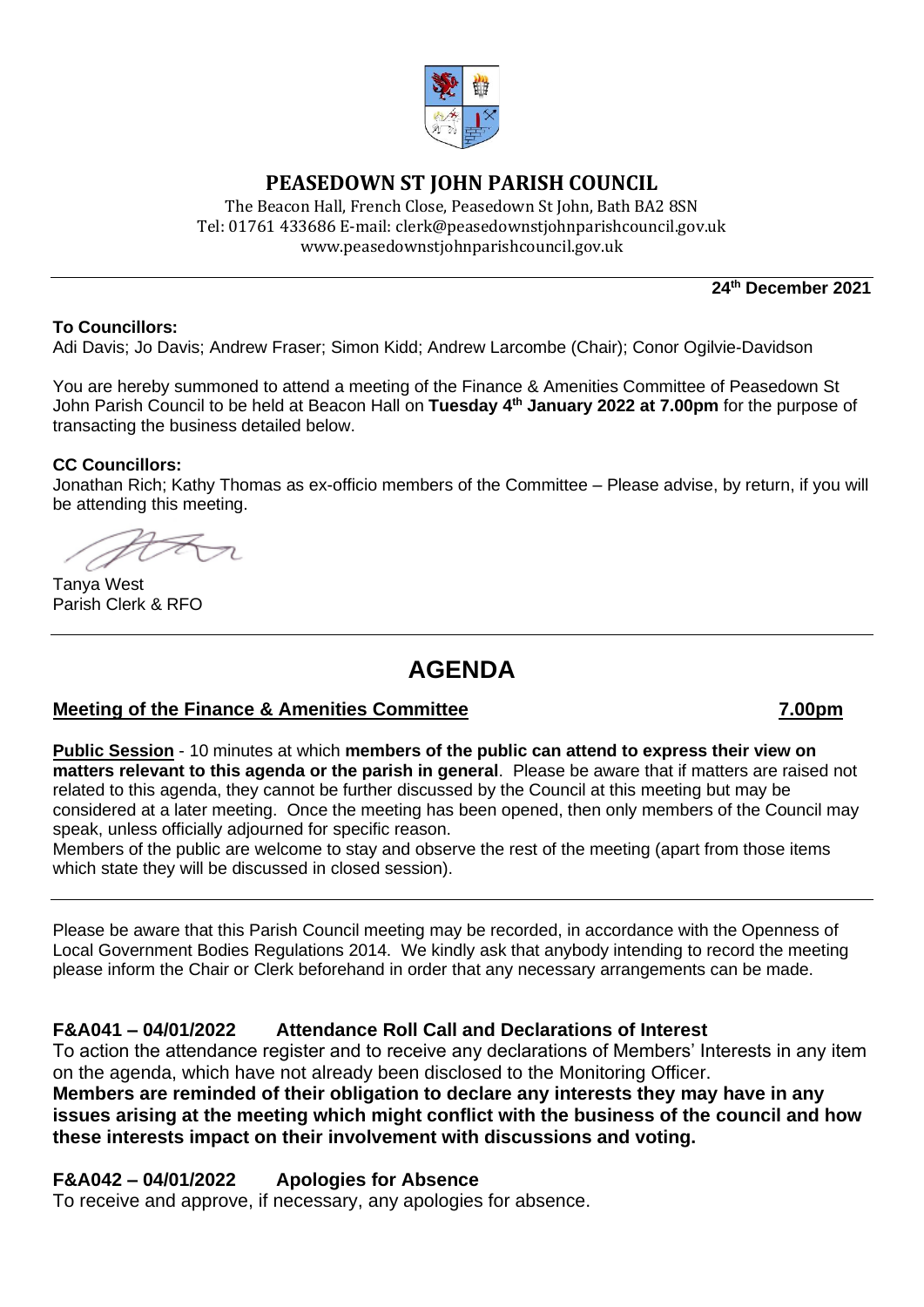# PEASEDOWN ST JOHN PARISH COUNCIL

The Beacon Hall, French Close, Peasedown St John, Bath BA2 8SN
Tel: 01761 433686 E-mail: clerk@peasedownstjohnparishcouncil.gov.uk
www.peasedownstjohnparishcouncil.gov.uk

**24th December 2021**

**To Councillors:**
Adi Davis; Jo Davis; Andrew Fraser; Simon Kidd; Andrew Larcombe (Chair); Conor Ogilvie-Davidson

You are hereby summoned to attend a meeting of the Finance & Amenities Committee of Peasedown St John Parish Council to be held at Beacon Hall on **Tuesday 4th January 2022 at 7.00pm** for the purpose of transacting the business detailed below.

**CC Councillors:**
Jonathan Rich; Kathy Thomas as ex-officio members of the Committee – Please advise, by return, if you will be attending this meeting.

Tanya West
Parish Clerk & RFO

# AGENDA

## Meeting of the Finance & Amenities Committee — 7.00pm

**Public Session** - 10 minutes at which **members of the public can attend to express their view on matters relevant to this agenda or the parish in general**. Please be aware that if matters are raised not related to this agenda, they cannot be further discussed by the Council at this meeting but may be considered at a later meeting. Once the meeting has been opened, then only members of the Council may speak, unless officially adjourned for specific reason.
Members of the public are welcome to stay and observe the rest of the meeting (apart from those items which state they will be discussed in closed session).

Please be aware that this Parish Council meeting may be recorded, in accordance with the Openness of Local Government Bodies Regulations 2014. We kindly ask that anybody intending to record the meeting please inform the Chair or Clerk beforehand in order that any necessary arrangements can be made.

### F&A041 – 04/01/2022 Attendance Roll Call and Declarations of Interest

To action the attendance register and to receive any declarations of Members' Interests in any item on the agenda, which have not already been disclosed to the Monitoring Officer.
**Members are reminded of their obligation to declare any interests they may have in any issues arising at the meeting which might conflict with the business of the council and how these interests impact on their involvement with discussions and voting.**

### F&A042 – 04/01/2022 Apologies for Absence

To receive and approve, if necessary, any apologies for absence.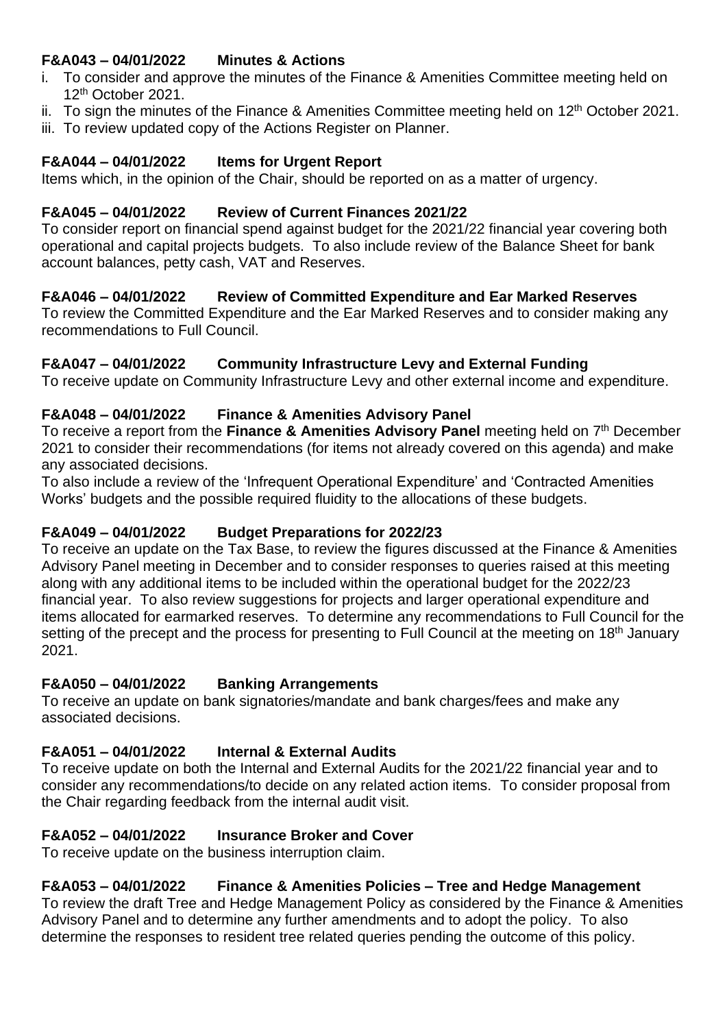### F&A043 – 04/01/2022 Minutes & Actions

i. To consider and approve the minutes of the Finance & Amenities Committee meeting held on 12th October 2021.
ii. To sign the minutes of the Finance & Amenities Committee meeting held on 12th October 2021.
iii. To review updated copy of the Actions Register on Planner.

### F&A044 – 04/01/2022 Items for Urgent Report

Items which, in the opinion of the Chair, should be reported on as a matter of urgency.

### F&A045 – 04/01/2022 Review of Current Finances 2021/22

To consider report on financial spend against budget for the 2021/22 financial year covering both operational and capital projects budgets. To also include review of the Balance Sheet for bank account balances, petty cash, VAT and Reserves.

### F&A046 – 04/01/2022 Review of Committed Expenditure and Ear Marked Reserves

To review the Committed Expenditure and the Ear Marked Reserves and to consider making any recommendations to Full Council.

### F&A047 – 04/01/2022 Community Infrastructure Levy and External Funding

To receive update on Community Infrastructure Levy and other external income and expenditure.

### F&A048 – 04/01/2022 Finance & Amenities Advisory Panel

To receive a report from the **Finance & Amenities Advisory Panel** meeting held on 7th December 2021 to consider their recommendations (for items not already covered on this agenda) and make any associated decisions.

To also include a review of the 'Infrequent Operational Expenditure' and 'Contracted Amenities Works' budgets and the possible required fluidity to the allocations of these budgets.

### F&A049 – 04/01/2022 Budget Preparations for 2022/23

To receive an update on the Tax Base, to review the figures discussed at the Finance & Amenities Advisory Panel meeting in December and to consider responses to queries raised at this meeting along with any additional items to be included within the operational budget for the 2022/23 financial year. To also review suggestions for projects and larger operational expenditure and items allocated for earmarked reserves. To determine any recommendations to Full Council for the setting of the precept and the process for presenting to Full Council at the meeting on 18th January 2021.

### F&A050 – 04/01/2022 Banking Arrangements

To receive an update on bank signatories/mandate and bank charges/fees and make any associated decisions.

### F&A051 – 04/01/2022 Internal & External Audits

To receive update on both the Internal and External Audits for the 2021/22 financial year and to consider any recommendations/to decide on any related action items. To consider proposal from the Chair regarding feedback from the internal audit visit.

### F&A052 – 04/01/2022 Insurance Broker and Cover

To receive update on the business interruption claim.

### F&A053 – 04/01/2022 Finance & Amenities Policies – Tree and Hedge Management

To review the draft Tree and Hedge Management Policy as considered by the Finance & Amenities Advisory Panel and to determine any further amendments and to adopt the policy. To also determine the responses to resident tree related queries pending the outcome of this policy.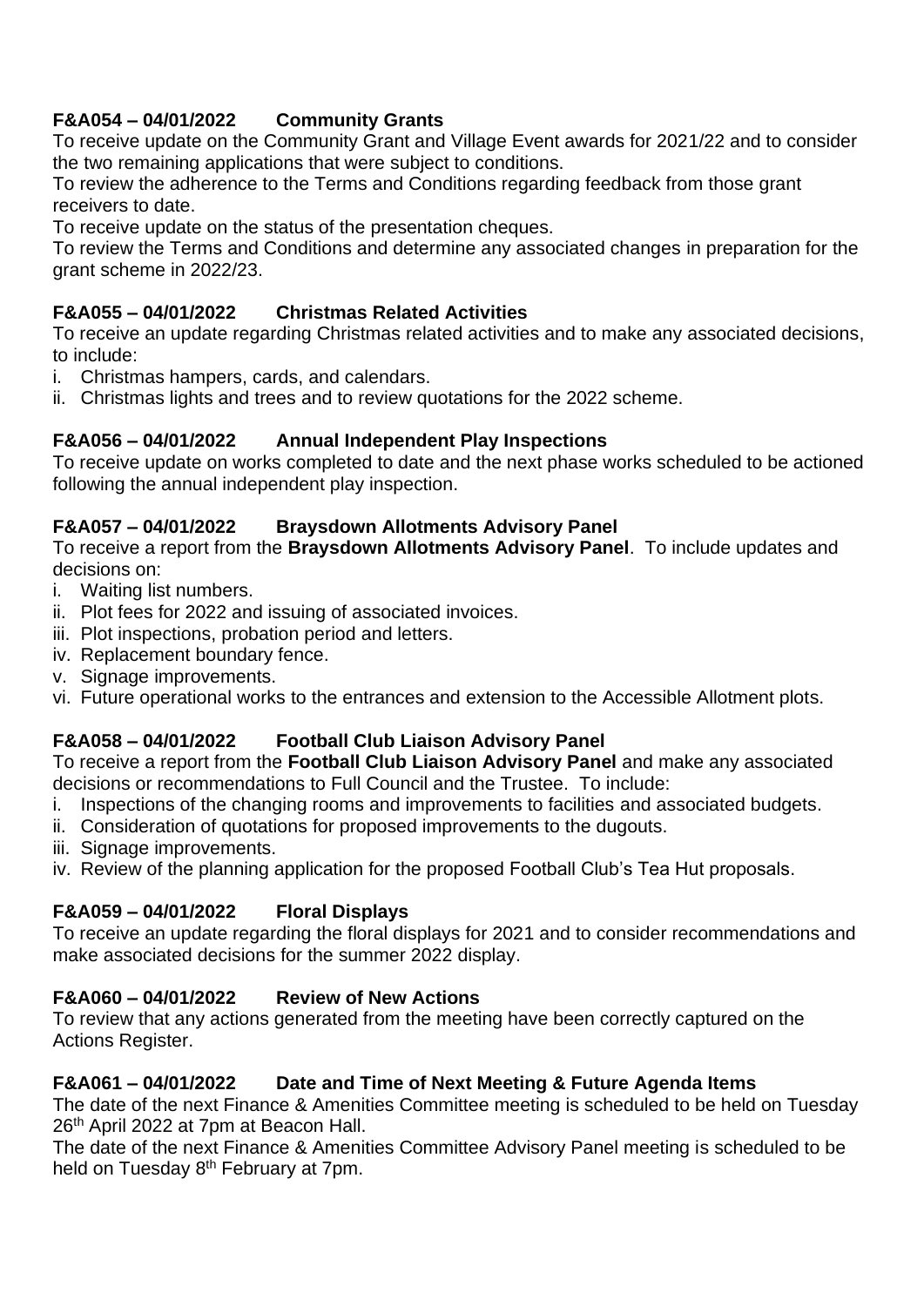**F&A054 – 04/01/2022 Community Grants**

To receive update on the Community Grant and Village Event awards for 2021/22 and to consider the two remaining applications that were subject to conditions.

To review the adherence to the Terms and Conditions regarding feedback from those grant receivers to date.

To receive update on the status of the presentation cheques.

To review the Terms and Conditions and determine any associated changes in preparation for the grant scheme in 2022/23.

**F&A055 – 04/01/2022 Christmas Related Activities**

To receive an update regarding Christmas related activities and to make any associated decisions, to include:

i. Christmas hampers, cards, and calendars.
ii. Christmas lights and trees and to review quotations for the 2022 scheme.

**F&A056 – 04/01/2022 Annual Independent Play Inspections**

To receive update on works completed to date and the next phase works scheduled to be actioned following the annual independent play inspection.

**F&A057 – 04/01/2022 Braysdown Allotments Advisory Panel**

To receive a report from the **Braysdown Allotments Advisory Panel**. To include updates and decisions on:

i. Waiting list numbers.
ii. Plot fees for 2022 and issuing of associated invoices.
iii. Plot inspections, probation period and letters.
iv. Replacement boundary fence.
v. Signage improvements.
vi. Future operational works to the entrances and extension to the Accessible Allotment plots.

**F&A058 – 04/01/2022 Football Club Liaison Advisory Panel**

To receive a report from the **Football Club Liaison Advisory Panel** and make any associated decisions or recommendations to Full Council and the Trustee. To include:

i. Inspections of the changing rooms and improvements to facilities and associated budgets.
ii. Consideration of quotations for proposed improvements to the dugouts.
iii. Signage improvements.
iv. Review of the planning application for the proposed Football Club's Tea Hut proposals.

**F&A059 – 04/01/2022 Floral Displays**

To receive an update regarding the floral displays for 2021 and to consider recommendations and make associated decisions for the summer 2022 display.

**F&A060 – 04/01/2022 Review of New Actions**

To review that any actions generated from the meeting have been correctly captured on the Actions Register.

**F&A061 – 04/01/2022 Date and Time of Next Meeting & Future Agenda Items**

The date of the next Finance & Amenities Committee meeting is scheduled to be held on Tuesday 26th April 2022 at 7pm at Beacon Hall.

The date of the next Finance & Amenities Committee Advisory Panel meeting is scheduled to be held on Tuesday 8th February at 7pm.